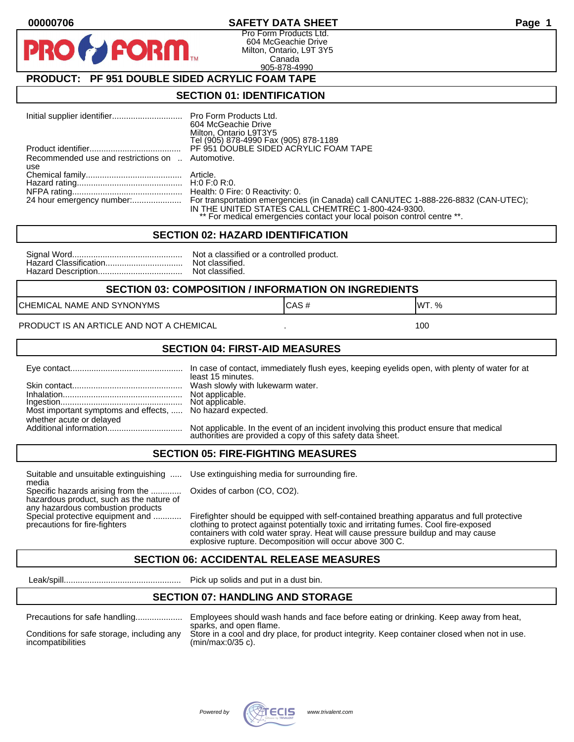00000706

# SAFETY DATA SHEET

Pro Form Products Ltd.
604 McGeachie Drive
Milton, Ontario, L9T 3Y5
Canada
905-878-4990

## PRODUCT: PF 951 DOUBLE SIDED ACRYLIC FOAM TAPE

## SECTION 01: IDENTIFICATION

| | |
|---|---|
| Initial supplier identifier | Pro Form Products Ltd.<br>604 McGeachie Drive<br>Milton, Ontario L9T3Y5<br>Tel (905) 878-4990 Fax (905) 878-1189 |
| Product identifier | PF 951 DOUBLE SIDED ACRYLIC FOAM TAPE |
| Recommended use and restrictions on use | Automotive. |
| Chemical family | Article. |
| Hazard rating | H:0 F:0 R:0. |
| NFPA rating | Health: 0 Fire: 0 Reactivity: 0. |
| 24 hour emergency number: | For transportation emergencies (in Canada) call CANUTEC 1-888-226-8832 (CAN-UTEC); IN THE UNITED STATES CALL CHEMTREC 1-800-424-9300.<br>** For medical emergencies contact your local poison control centre **. |

## SECTION 02: HAZARD IDENTIFICATION

| | |
|---|---|
| Signal Word | Not a classified or a controlled product. |
| Hazard Classification | Not classified. |
| Hazard Description | Not classified. |

## SECTION 03: COMPOSITION / INFORMATION ON INGREDIENTS

| CHEMICAL NAME AND SYNONYMS | CAS # | WT. % |
|---|---|---|
| PRODUCT IS AN ARTICLE AND NOT A CHEMICAL | . | 100 |

## SECTION 04: FIRST-AID MEASURES

| | |
|---|---|
| Eye contact | In case of contact, immediately flush eyes, keeping eyelids open, with plenty of water for at least 15 minutes. |
| Skin contact | Wash slowly with lukewarm water. |
| Inhalation | Not applicable. |
| Ingestion | Not applicable. |
| Most important symptoms and effects, whether acute or delayed | No hazard expected. |
| Additional information | Not applicable. In the event of an incident involving this product ensure that medical authorities are provided a copy of this safety data sheet. |

## SECTION 05: FIRE-FIGHTING MEASURES

| | |
|---|---|
| Suitable and unsuitable extinguishing media | Use extinguishing media for surrounding fire. |
| Specific hazards arising from the hazardous product, such as the nature of any hazardous combustion products | Oxides of carbon (CO, $CO_2$). |
| Special protective equipment and precautions for fire-fighters | Firefighter should be equipped with self-contained breathing apparatus and full protective clothing to protect against potentially toxic and irritating fumes. Cool fire-exposed containers with cold water spray. Heat will cause pressure buildup and may cause explosive rupture. Decomposition will occur above 300 C. |

## SECTION 06: ACCIDENTAL RELEASE MEASURES

| | |
|---|---|
| Leak/spill | Pick up solids and put in a dust bin. |

## SECTION 07: HANDLING AND STORAGE

| | |
|---|---|
| Precautions for safe handling | Employees should wash hands and face before eating or drinking. Keep away from heat, sparks, and open flame. |
| Conditions for safe storage, including any incompatibilities | Store in a cool and dry place, for product integrity. Keep container closed when not in use. (min/max:0/35 c). |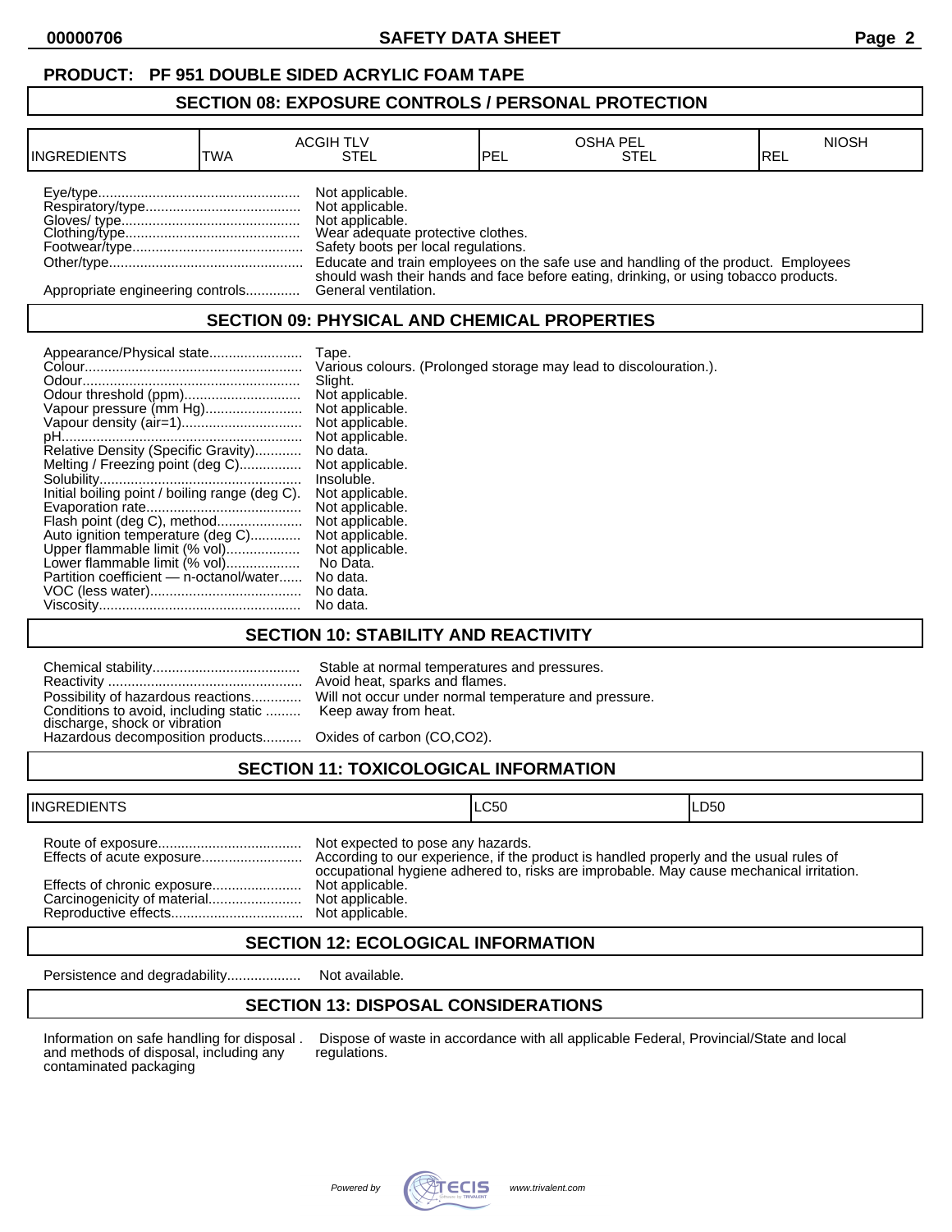**PRODUCT: PF 951 DOUBLE SIDED ACRYLIC FOAM TAPE**

## SECTION 08: EXPOSURE CONTROLS / PERSONAL PROTECTION

| INGREDIENTS | ACGIH TLV | | OSHA PEL | | NIOSH |
|---|---|---|---|---|---|
| | TWA | STEL | PEL | STEL | REL |

Eye/type.................................................... Not applicable.
Respiratory/type........................................ Not applicable.
Gloves/ type.............................................. Not applicable.
Clothing/type............................................. Wear adequate protective clothes.
Footwear/type............................................ Safety boots per local regulations.
Other/type.................................................. Educate and train employees on the safe use and handling of the product. Employees should wash their hands and face before eating, drinking, or using tobacco products.
Appropriate engineering controls.............. General ventilation.

## SECTION 09: PHYSICAL AND CHEMICAL PROPERTIES

Appearance/Physical state........................ Tape.
Colour........................................................ Various colours. (Prolonged storage may lead to discolouration.).
Odour........................................................ Slight.
Odour threshold (ppm).............................. Not applicable.
Vapour pressure (mm Hg)......................... Not applicable.
Vapour density (air=1).............................. Not applicable.
pH.............................................................. Not applicable.
Relative Density (Specific Gravity)............ No data.
Melting / Freezing point (deg C)................ Not applicable.
Solubility.................................................... Insoluble.
Initial boiling point / boiling range (deg C). Not applicable.
Evaporation rate........................................ Not applicable.
Flash point (deg C), method...................... Not applicable.
Auto ignition temperature (deg C)............. Not applicable.
Upper flammable limit (% vol)................... Not applicable.
Lower flammable limit (% vol)................... No Data.
Partition coefficient — n-octanol/water...... No data.
VOC (less water)....................................... No data.
Viscosity.................................................... No data.

## SECTION 10: STABILITY AND REACTIVITY

Chemical stability...................................... Stable at normal temperatures and pressures.
Reactivity .................................................. Avoid heat, sparks and flames.
Possibility of hazardous reactions............. Will not occur under normal temperature and pressure.
Conditions to avoid, including static discharge, shock or vibration ......... Keep away from heat.
Hazardous decomposition products.......... Oxides of carbon (CO,CO2).

## SECTION 11: TOXICOLOGICAL INFORMATION

| INGREDIENTS | LC50 | LD50 |
|---|---|---|

Route of exposure..................................... Not expected to pose any hazards.
Effects of acute exposure.......................... According to our experience, if the product is handled properly and the usual rules of occupational hygiene adhered to, risks are improbable. May cause mechanical irritation.
Effects of chronic exposure....................... Not applicable.
Carcinogenicity of material........................ Not applicable.
Reproductive effects.................................. Not applicable.

## SECTION 12: ECOLOGICAL INFORMATION

Persistence and degradability................... Not available.

## SECTION 13: DISPOSAL CONSIDERATIONS

Information on safe handling for disposal and methods of disposal, including any contaminated packaging . Dispose of waste in accordance with all applicable Federal, Provincial/State and local regulations.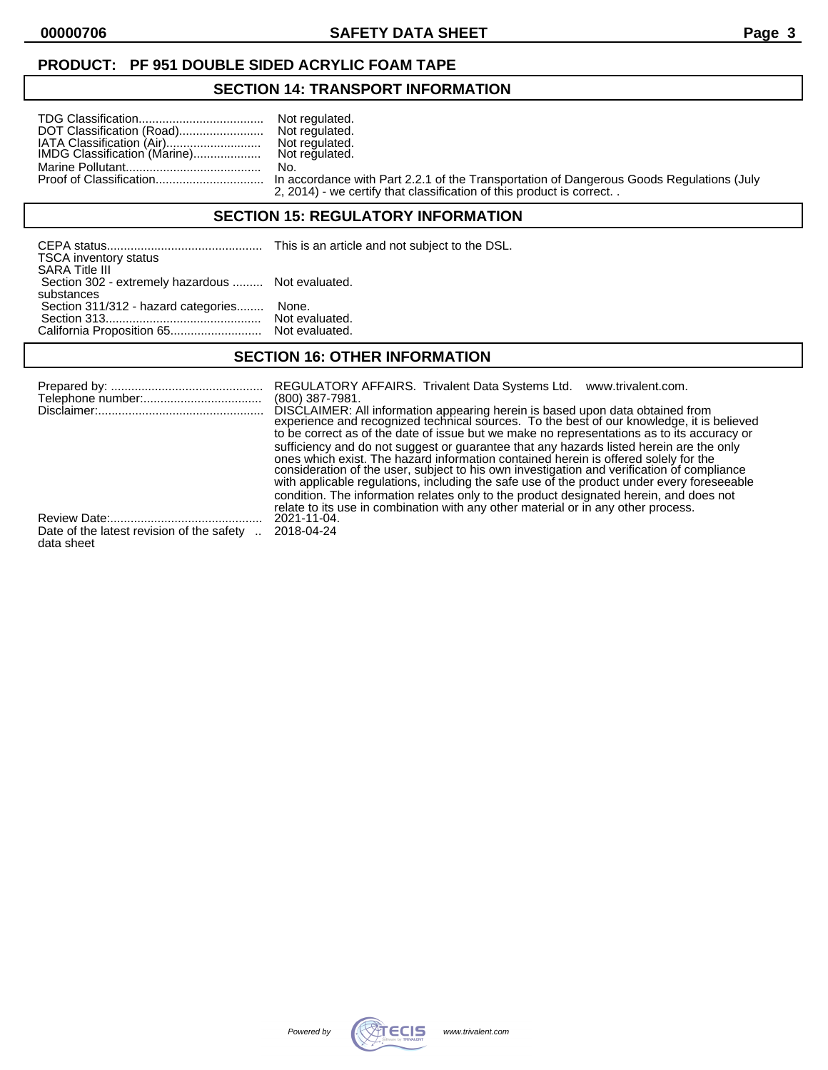**PRODUCT: PF 951 DOUBLE SIDED ACRYLIC FOAM TAPE**

## SECTION 14: TRANSPORT INFORMATION

| | |
|---|---|
| TDG Classification | Not regulated. |
| DOT Classification (Road) | Not regulated. |
| IATA Classification (Air) | Not regulated. |
| IMDG Classification (Marine) | Not regulated. |
| Marine Pollutant | No. |
| Proof of Classification | In accordance with Part 2.2.1 of the Transportation of Dangerous Goods Regulations (July 2, 2014) - we certify that classification of this product is correct. . |

## SECTION 15: REGULATORY INFORMATION

| | |
|---|---|
| CEPA status | This is an article and not subject to the DSL. |
| TSCA inventory status | |
| SARA Title III | |
| Section 302 - extremely hazardous substances | Not evaluated. |
| Section 311/312 - hazard categories | None. |
| Section 313 | Not evaluated. |
| California Proposition 65 | Not evaluated. |

## SECTION 16: OTHER INFORMATION

| | |
|---|---|
| Prepared by: | REGULATORY AFFAIRS. Trivalent Data Systems Ltd. www.trivalent.com. |
| Telephone number: | (800) 387-7981. |
| Disclaimer: | DISCLAIMER: All information appearing herein is based upon data obtained from experience and recognized technical sources. To the best of our knowledge, it is believed to be correct as of the date of issue but we make no representations as to its accuracy or sufficiency and do not suggest or guarantee that any hazards listed herein are the only ones which exist. The hazard information contained herein is offered solely for the consideration of the user, subject to his own investigation and verification of compliance with applicable regulations, including the safe use of the product under every foreseeable condition. The information relates only to the product designated herein, and does not relate to its use in combination with any other material or in any other process. |
| Review Date: | 2021-11-04. |
| Date of the latest revision of the safety data sheet | 2018-04-24 |